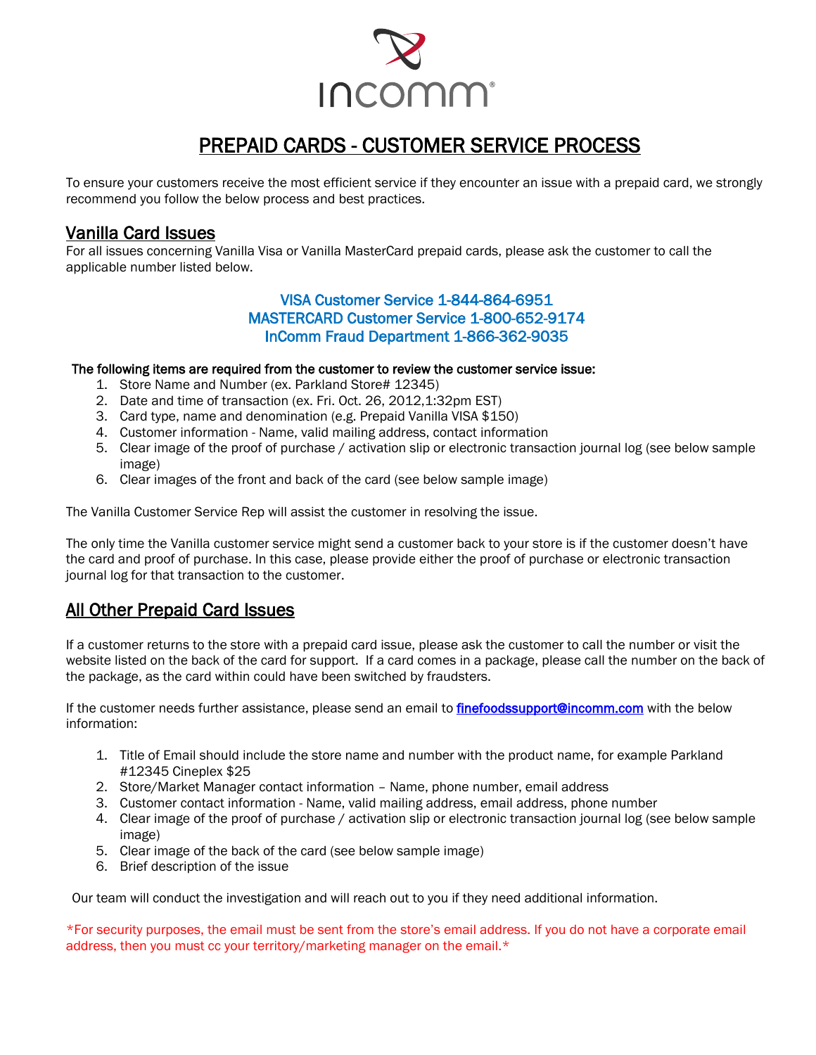# PREPAID CARDS - CUSTOMER SERVICE PROCESS

To ensure your customers receive the most efficient service if they encounter an issue with a prepaid card, we strongly recommend you follow the below process and best practices.

## Vanilla Card Issues

For all issues concerning Vanilla Visa or Vanilla MasterCard prepaid cards, please ask the customer to call the applicable number listed below.

**VISA Customer Service 1-844-864-6951**
**MASTERCARD Customer Service 1-800-652-9174**
**InComm Fraud Department 1-866-362-9035**

**The following items are required from the customer to review the customer service issue:**

1. Store Name and Number (ex. Parkland Store# 12345)
2. Date and time of transaction (ex. Fri. Oct. 26, 2012,1:32pm EST)
3. Card type, name and denomination (e.g. Prepaid Vanilla VISA $150)
4. Customer information - Name, valid mailing address, contact information
5. Clear image of the proof of purchase / activation slip or electronic transaction journal log (see below sample image)
6. Clear images of the front and back of the card (see below sample image)

The Vanilla Customer Service Rep will assist the customer in resolving the issue.

The only time the Vanilla customer service might send a customer back to your store is if the customer doesn't have the card and proof of purchase. In this case, please provide either the proof of purchase or electronic transaction journal log for that transaction to the customer.

## All Other Prepaid Card Issues

If a customer returns to the store with a prepaid card issue, please ask the customer to call the number or visit the website listed on the back of the card for support. If a card comes in a package, please call the number on the back of the package, as the card within could have been switched by fraudsters.

If the customer needs further assistance, please send an email to finefoodssupport@incomm.com with the below information:

1. Title of Email should include the store name and number with the product name, for example Parkland #12345 Cineplex $25
2. Store/Market Manager contact information – Name, phone number, email address
3. Customer contact information - Name, valid mailing address, email address, phone number
4. Clear image of the proof of purchase / activation slip or electronic transaction journal log (see below sample image)
5. Clear image of the back of the card (see below sample image)
6. Brief description of the issue

Our team will conduct the investigation and will reach out to you if they need additional information.

*For security purposes, the email must be sent from the store's email address. If you do not have a corporate email address, then you must cc your territory/marketing manager on the email.*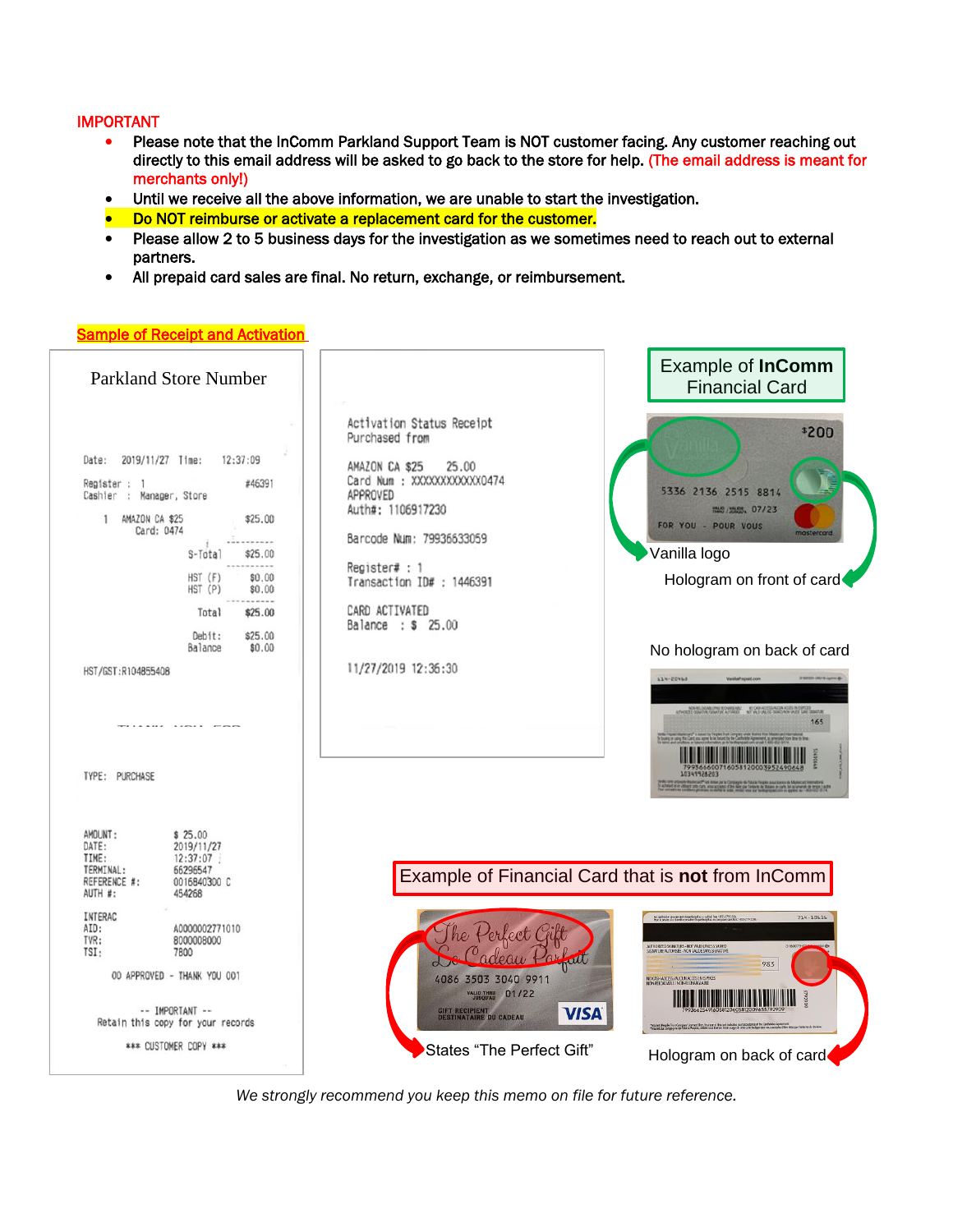IMPORTANT

- Please note that the InComm Parkland Support Team is NOT customer facing. Any customer reaching out directly to this email address will be asked to go back to the store for help. (The email address is meant for merchants only!)
- Until we receive all the above information, we are unable to start the investigation.
- Do NOT reimburse or activate a replacement card for the customer.
- Please allow 2 to 5 business days for the investigation as we sometimes need to reach out to external partners.
- All prepaid card sales are final. No return, exchange, or reimbursement.

Sample of Receipt and Activation

Parkland Store Number

```
Date:   2019/11/27  Time:   12:37:09

Register :  1                #46391
Cashier  :  Manager, Store

  1   AMAZON CA $25          $25.00
        Card: 0474
                        ---------
              S-Total        $25.00
                        ---------
              HST (F)         $0.00
              HST (P)         $0.00
                        ---------
                Total        $25.00

               Debit:        $25.00
              Balance         $0.00

HST/GST:R104855408

TYPE:  PURCHASE

AMOUNT:          $ 25.00
DATE:            2019/11/27
TIME:            12:37:07
TERMINAL:        66296547
REFERENCE #:     0016840300 C
AUTH #:          454268

INTERAC
AID:             A0000002771010
TVR:             8000008000
TSI:             7800

     00 APPROVED - THANK YOU 001

          -- IMPORTANT --
   Retain this copy for your records

          *** CUSTOMER COPY ***
```

```
Activation Status Receipt
Purchased from

AMAZON CA $25     25.00
Card Num : XXXXXXXXXXXX0474
APPROVED
Auth#: 1106917230

Barcode Num: 79936633059

Register# : 1
Transaction ID# : 1446391

CARD ACTIVATED
Balance  : $  25.00

11/27/2019 12:36:30
```

Example of **InComm** Financial Card

Vanilla logo

Hologram on front of card

No hologram on back of card

Example of Financial Card that is **not** from InComm

States "The Perfect Gift"

Hologram on back of card

*We strongly recommend you keep this memo on file for future reference.*